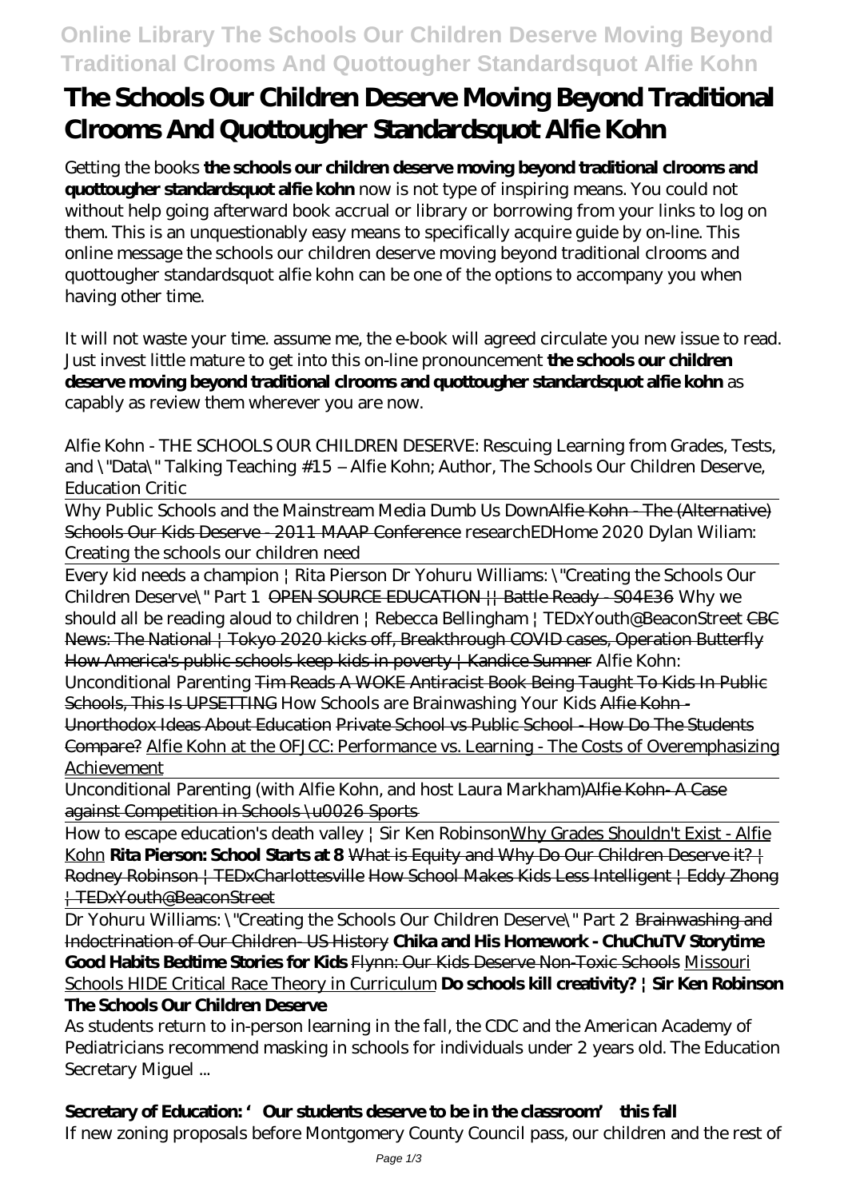# The Schools Our Children Deserve Moving Beyond Traditional Clrooms And Quottougher Standardsquot Alfie Kohn

Getting the books **the schools our children deserve moving beyond traditional clrooms and quottougher standardsquot alfie kohn** now is not type of inspiring means. You could not without help going afterward book accrual or library or borrowing from your links to log on them. This is an unquestionably easy means to specifically acquire guide by on-line. This online message the schools our children deserve moving beyond traditional clrooms and quottougher standardsquot alfie kohn can be one of the options to accompany you when having other time.

It will not waste your time. assume me, the e-book will agreed circulate you new issue to read. Just invest little mature to get into this on-line pronouncement **the schools our children deserve moving beyond traditional clrooms and quottougher standardsquot alfie kohn** as capably as review them wherever you are now.

*Alfie Kohn - THE SCHOOLS OUR CHILDREN DESERVE: Rescuing Learning from Grades, Tests, and \"Data\" Talking Teaching #15 – Alfie Kohn; Author, The Schools Our Children Deserve, Education Critic*

Why Public Schools and the Mainstream Media Dumb Us Down~~Alfie Kohn - The (Alternative) Schools Our Kids Deserve - 2011 MAAP Conference~~ *researchEDHome 2020 Dylan Wiliam: Creating the schools our children need*

Every kid needs a champion | Rita Pierson *Dr Yohuru Williams: \"Creating the Schools Our Children Deserve\" Part 1* ~~OPEN SOURCE EDUCATION || Battle Ready - S04E36~~ *Why we should all be reading aloud to children | Rebecca Bellingham | TEDxYouth@BeaconStreet* ~~CBC News: The National | Tokyo 2020 kicks off, Breakthrough COVID cases, Operation Butterfly~~ ~~How America's public schools keep kids in poverty | Kandice Sumner~~ *Alfie Kohn: Unconditional Parenting* ~~Tim Reads A WOKE Antiracist Book Being Taught To Kids In Public Schools, This Is UPSETTING~~ *How Schools are Brainwashing Your Kids* ~~Alfie Kohn - Unorthodox Ideas About Education~~ ~~Private School vs Public School - How Do The Students Compare?~~ Alfie Kohn at the OFJCC: Performance vs. Learning - The Costs of Overemphasizing Achievement

Unconditional Parenting (with Alfie Kohn, and host Laura Markham)~~Alfie Kohn- A Case against Competition in Schools \u0026 Sports~~

How to escape education's death valley | Sir Ken RobinsonWhy Grades Shouldn't Exist - Alfie Kohn **Rita Pierson: School Starts at 8** ~~What is Equity and Why Do Our Children Deserve it? | Rodney Robinson | TEDxCharlottesville~~ ~~How School Makes Kids Less Intelligent | Eddy Zhong | TEDxYouth@BeaconStreet~~

Dr Yohuru Williams: \"Creating the Schools Our Children Deserve\" Part 2 ~~Brainwashing and Indoctrination of Our Children- US History~~ **Chika and His Homework - ChuChuTV Storytime Good Habits Bedtime Stories for Kids** ~~Flynn: Our Kids Deserve Non-Toxic Schools~~ Missouri Schools HIDE Critical Race Theory in Curriculum **Do schools kill creativity? | Sir Ken Robinson**

### The Schools Our Children Deserve

As students return to in-person learning in the fall, the CDC and the American Academy of Pediatricians recommend masking in schools for individuals under 2 years old. The Education Secretary Miguel ...

### Secretary of Education: 'Our students deserve to be in the classroom' this fall

If new zoning proposals before Montgomery County Council pass, our children and the rest of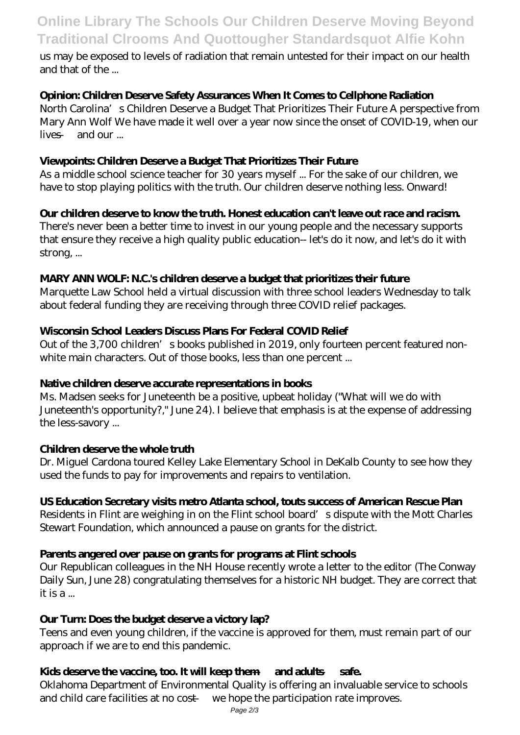us may be exposed to levels of radiation that remain untested for their impact on our health and that of the ...

**Opinion: Children Deserve Safety Assurances When It Comes to Cellphone Radiation**

North Carolina's Children Deserve a Budget That Prioritizes Their Future A perspective from Mary Ann Wolf We have made it well over a year now since the onset of COVID-19, when our lives — and our ...

**Viewpoints: Children Deserve a Budget That Prioritizes Their Future**

As a middle school science teacher for 30 years myself ... For the sake of our children, we have to stop playing politics with the truth. Our children deserve nothing less. Onward!

**Our children deserve to know the truth. Honest education can't leave out race and racism.**

There's never been a better time to invest in our young people and the necessary supports that ensure they receive a high quality public education-- let's do it now, and let's do it with strong, ...

**MARY ANN WOLF: N.C.'s children deserve a budget that prioritizes their future**

Marquette Law School held a virtual discussion with three school leaders Wednesday to talk about federal funding they are receiving through three COVID relief packages.

**Wisconsin School Leaders Discuss Plans For Federal COVID Relief**

Out of the 3,700 children's books published in 2019, only fourteen percent featured non-white main characters. Out of those books, less than one percent ...

**Native children deserve accurate representations in books**

Ms. Madsen seeks for Juneteenth be a positive, upbeat holiday ("What will we do with Juneteenth's opportunity?," June 24). I believe that emphasis is at the expense of addressing the less-savory ...

**Children deserve the whole truth**

Dr. Miguel Cardona toured Kelley Lake Elementary School in DeKalb County to see how they used the funds to pay for improvements and repairs to ventilation.

**US Education Secretary visits metro Atlanta school, touts success of American Rescue Plan**

Residents in Flint are weighing in on the Flint school board's dispute with the Mott Charles Stewart Foundation, which announced a pause on grants for the district.

**Parents angered over pause on grants for programs at Flint schools**

Our Republican colleagues in the NH House recently wrote a letter to the editor (The Conway Daily Sun, June 28) congratulating themselves for a historic NH budget. They are correct that it is a ...

**Our Turn: Does the budget deserve a victory lap?**

Teens and even young children, if the vaccine is approved for them, must remain part of our approach if we are to end this pandemic.

**Kids deserve the vaccine, too. It will keep them — and adults — safe.**

Oklahoma Department of Environmental Quality is offering an invaluable service to schools and child care facilities at no cost — we hope the participation rate improves.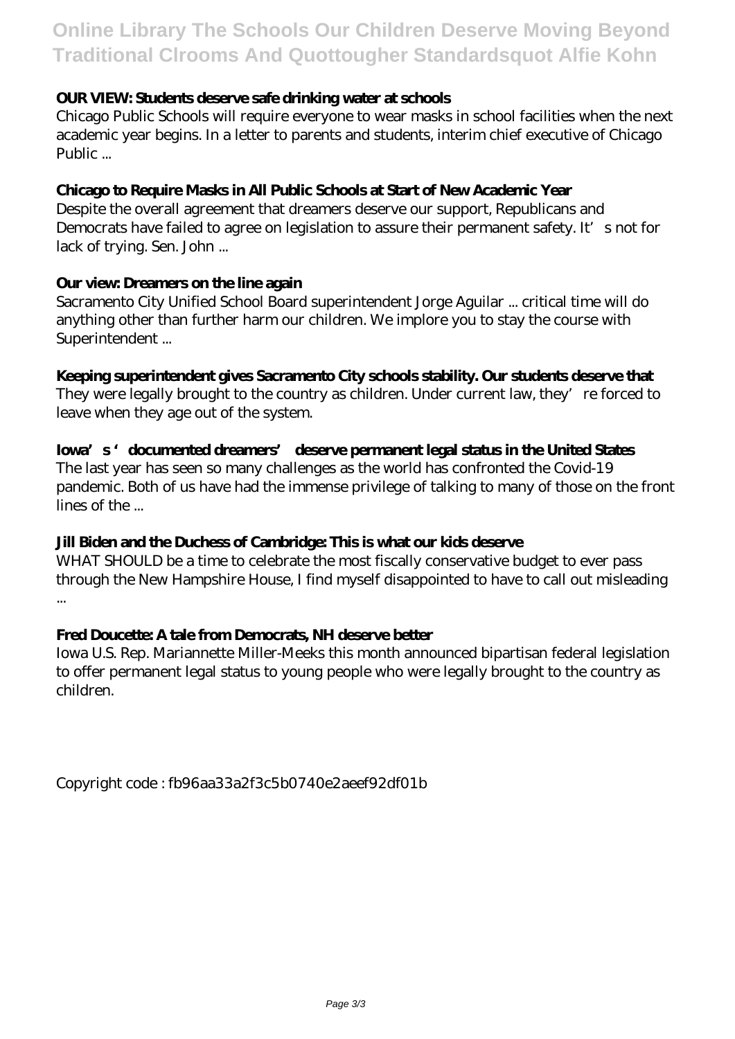**OUR VIEW: Students deserve safe drinking water at schools**

Chicago Public Schools will require everyone to wear masks in school facilities when the next academic year begins. In a letter to parents and students, interim chief executive of Chicago Public ...

**Chicago to Require Masks in All Public Schools at Start of New Academic Year**

Despite the overall agreement that dreamers deserve our support, Republicans and Democrats have failed to agree on legislation to assure their permanent safety. It's not for lack of trying. Sen. John ...

**Our view: Dreamers on the line again**

Sacramento City Unified School Board superintendent Jorge Aguilar ... critical time will do anything other than further harm our children. We implore you to stay the course with Superintendent ...

**Keeping superintendent gives Sacramento City schools stability. Our students deserve that**

They were legally brought to the country as children. Under current law, they're forced to leave when they age out of the system.

**Iowa's 'documented dreamers' deserve permanent legal status in the United States**

The last year has seen so many challenges as the world has confronted the Covid-19 pandemic. Both of us have had the immense privilege of talking to many of those on the front lines of the ...

**Jill Biden and the Duchess of Cambridge: This is what our kids deserve**

WHAT SHOULD be a time to celebrate the most fiscally conservative budget to ever pass through the New Hampshire House, I find myself disappointed to have to call out misleading ...

**Fred Doucette: A tale from Democrats, NH deserve better**

Iowa U.S. Rep. Mariannette Miller-Meeks this month announced bipartisan federal legislation to offer permanent legal status to young people who were legally brought to the country as children.

Copyright code : fb96aa33a2f3c5b0740e2aeef92df01b